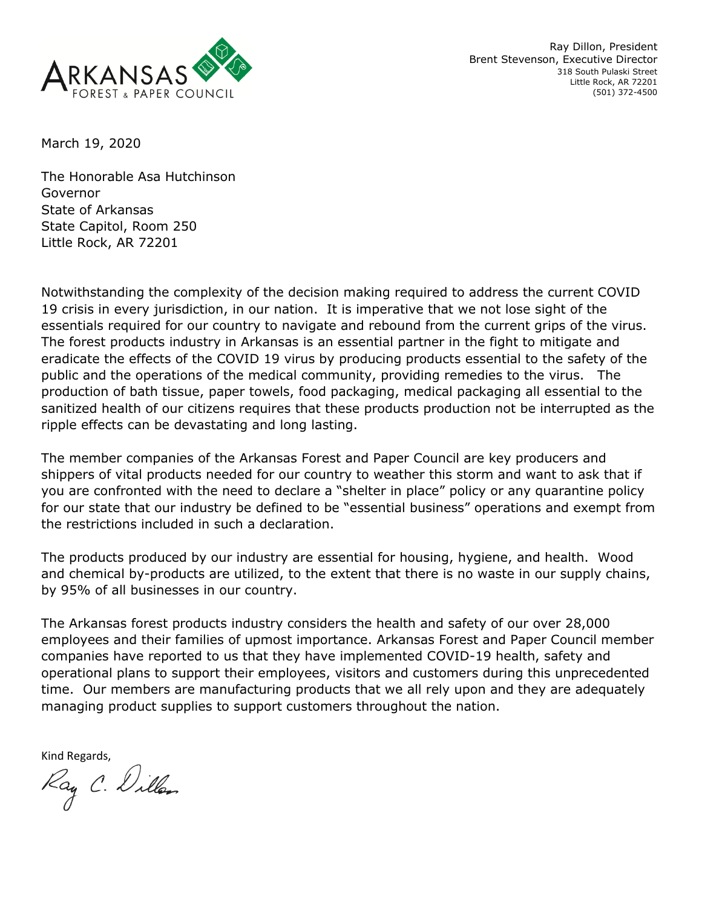ARKANSAS FOREST & PAPER COUNCIL

Ray Dillon, President
Brent Stevenson, Executive Director
318 South Pulaski Street
Little Rock, AR 72201
(501) 372-4500

March 19, 2020

The Honorable Asa Hutchinson
Governor
State of Arkansas
State Capitol, Room 250
Little Rock, AR 72201

Notwithstanding the complexity of the decision making required to address the current COVID 19 crisis in every jurisdiction, in our nation. It is imperative that we not lose sight of the essentials required for our country to navigate and rebound from the current grips of the virus. The forest products industry in Arkansas is an essential partner in the fight to mitigate and eradicate the effects of the COVID 19 virus by producing products essential to the safety of the public and the operations of the medical community, providing remedies to the virus. The production of bath tissue, paper towels, food packaging, medical packaging all essential to the sanitized health of our citizens requires that these products production not be interrupted as the ripple effects can be devastating and long lasting.

The member companies of the Arkansas Forest and Paper Council are key producers and shippers of vital products needed for our country to weather this storm and want to ask that if you are confronted with the need to declare a "shelter in place" policy or any quarantine policy for our state that our industry be defined to be "essential business" operations and exempt from the restrictions included in such a declaration.

The products produced by our industry are essential for housing, hygiene, and health. Wood and chemical by-products are utilized, to the extent that there is no waste in our supply chains, by 95% of all businesses in our country.

The Arkansas forest products industry considers the health and safety of our over 28,000 employees and their families of upmost importance. Arkansas Forest and Paper Council member companies have reported to us that they have implemented COVID-19 health, safety and operational plans to support their employees, visitors and customers during this unprecedented time. Our members are manufacturing products that we all rely upon and they are adequately managing product supplies to support customers throughout the nation.

Kind Regards,

Ray C. Dillon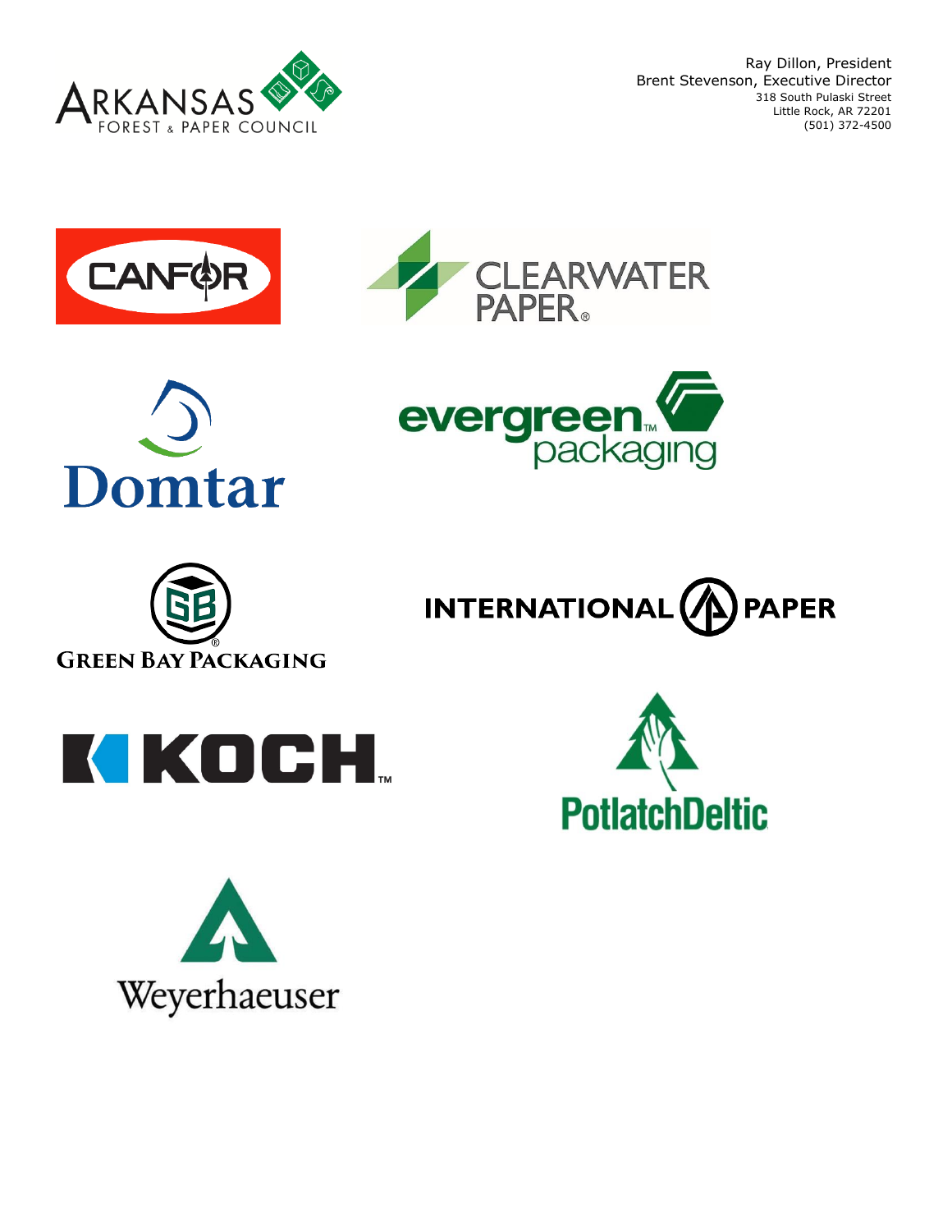ARKANSAS FOREST & PAPER COUNCIL

Ray Dillon, President
Brent Stevenson, Executive Director
318 South Pulaski Street
Little Rock, AR 72201
(501) 372-4500

CANFOR

CLEARWATER PAPER®

Domtar

evergreen™ packaging

GREEN BAY PACKAGING®

INTERNATIONAL PAPER

KOCH™

PotlatchDeltic

Weyerhaeuser